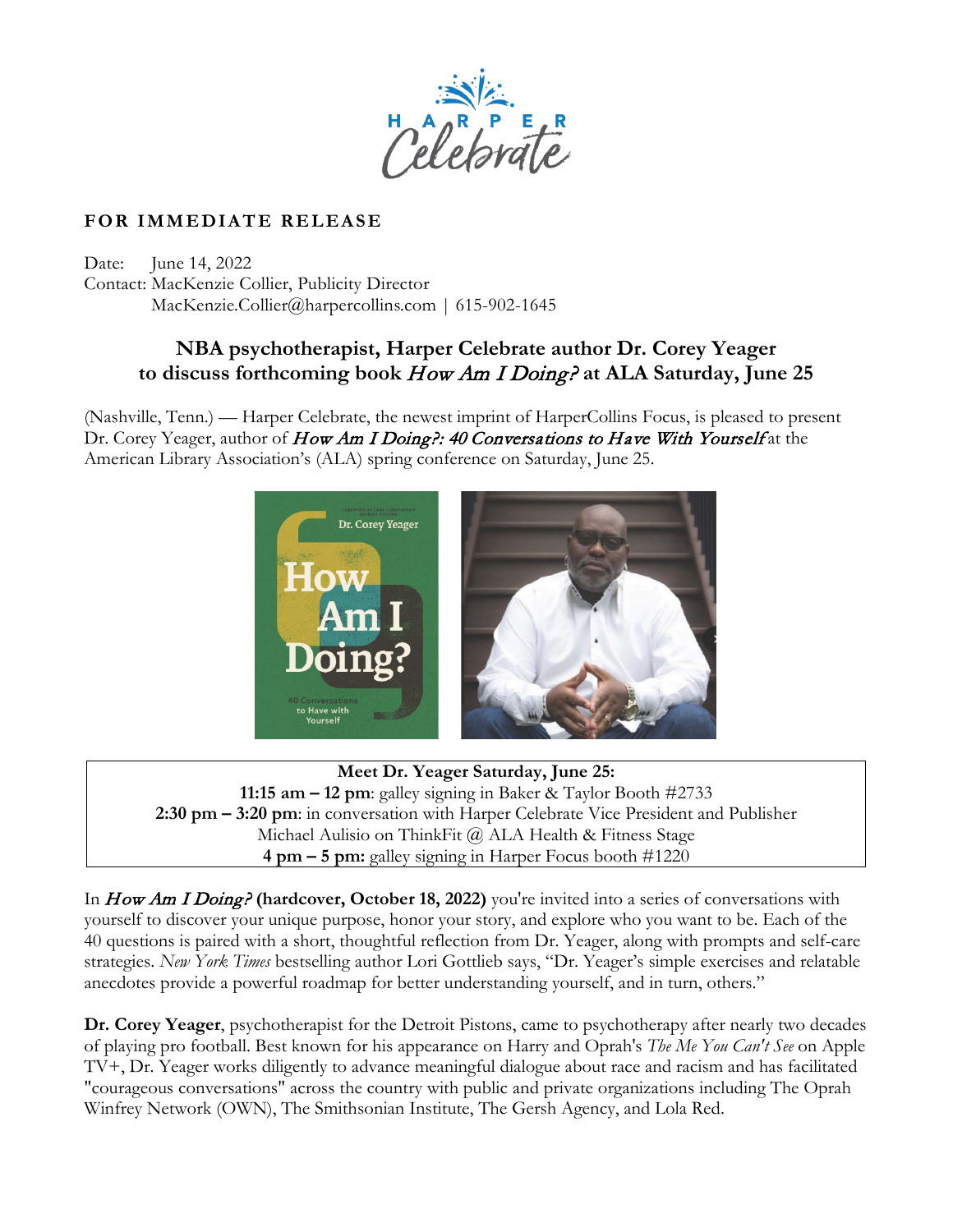**FOR IMMEDIATE RELEASE**

Date: June 14, 2022
Contact: MacKenzie Collier, Publicity Director
MacKenzie.Collier@harpercollins.com | 615-902-1645

## NBA psychotherapist, Harper Celebrate author Dr. Corey Yeager to discuss forthcoming book *How Am I Doing?* at ALA Saturday, June 25

(Nashville, Tenn.) — Harper Celebrate, the newest imprint of HarperCollins Focus, is pleased to present Dr. Corey Yeager, author of *How Am I Doing?: 40 Conversations to Have With Yourself* at the American Library Association's (ALA) spring conference on Saturday, June 25.

**Meet Dr. Yeager Saturday, June 25:**
**11:15 am – 12 pm**: galley signing in Baker & Taylor Booth #2733
**2:30 pm – 3:20 pm**: in conversation with Harper Celebrate Vice President and Publisher Michael Aulisio on ThinkFit @ ALA Health & Fitness Stage
**4 pm – 5 pm:** galley signing in Harper Focus booth #1220

In *How Am I Doing?* **(hardcover, October 18, 2022)** you're invited into a series of conversations with yourself to discover your unique purpose, honor your story, and explore who you want to be. Each of the 40 questions is paired with a short, thoughtful reflection from Dr. Yeager, along with prompts and self-care strategies. *New York Times* bestselling author Lori Gottlieb says, "Dr. Yeager's simple exercises and relatable anecdotes provide a powerful roadmap for better understanding yourself, and in turn, others."

**Dr. Corey Yeager**, psychotherapist for the Detroit Pistons, came to psychotherapy after nearly two decades of playing pro football. Best known for his appearance on Harry and Oprah's *The Me You Can't See* on Apple TV+, Dr. Yeager works diligently to advance meaningful dialogue about race and racism and has facilitated "courageous conversations" across the country with public and private organizations including The Oprah Winfrey Network (OWN), The Smithsonian Institute, The Gersh Agency, and Lola Red.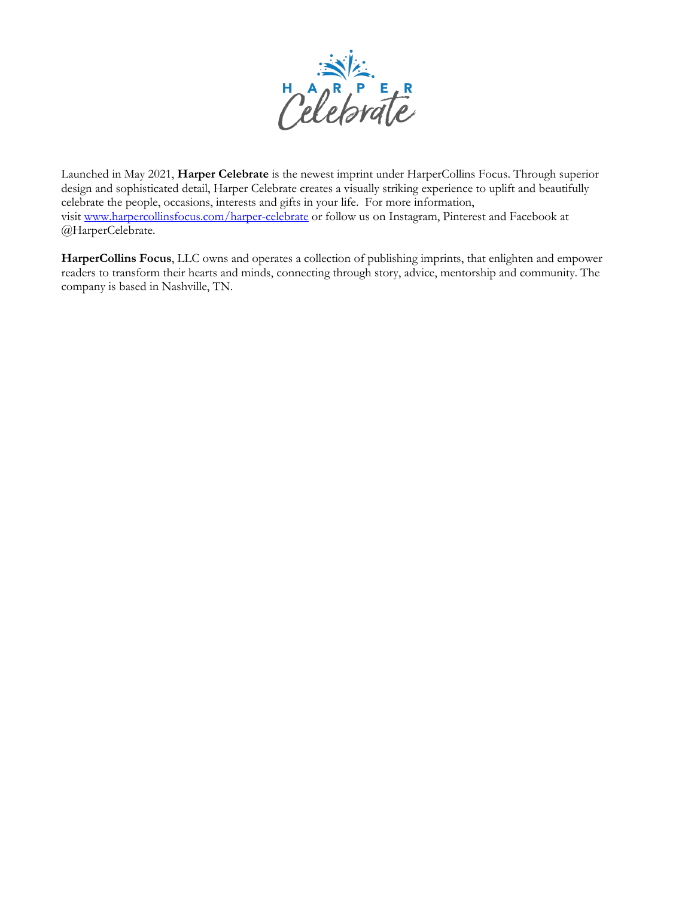Launched in May 2021, **Harper Celebrate** is the newest imprint under HarperCollins Focus. Through superior design and sophisticated detail, Harper Celebrate creates a visually striking experience to uplift and beautifully celebrate the people, occasions, interests and gifts in your life. For more information, visit [www.harpercollinsfocus.com/harper-celebrate](http://www.harpercollinsfocus.com/harper-celebrate) or follow us on Instagram, Pinterest and Facebook at @HarperCelebrate.

**HarperCollins Focus**, LLC owns and operates a collection of publishing imprints, that enlighten and empower readers to transform their hearts and minds, connecting through story, advice, mentorship and community. The company is based in Nashville, TN.